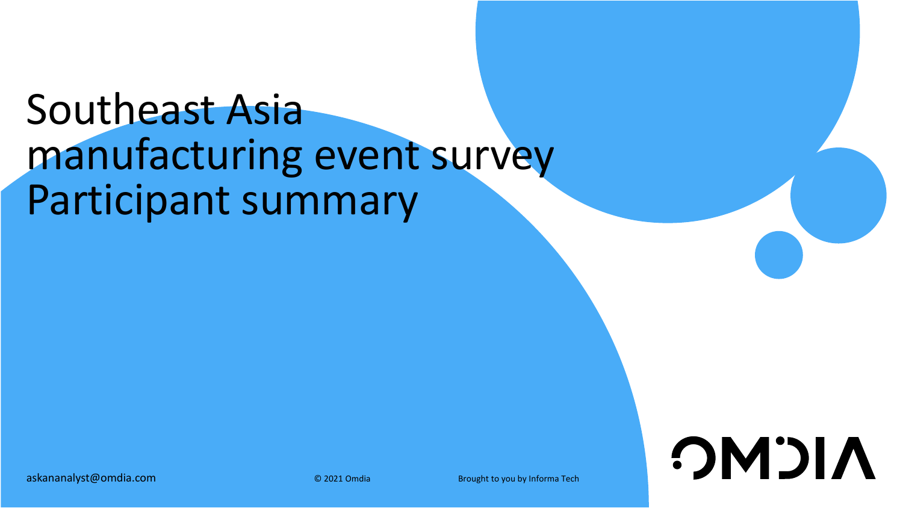# Southeast Asia manufacturing event survey Participant summary

askananalyst@omdia.com

© 2021 Omdia

Brought to you by Informa Tech

OMDIA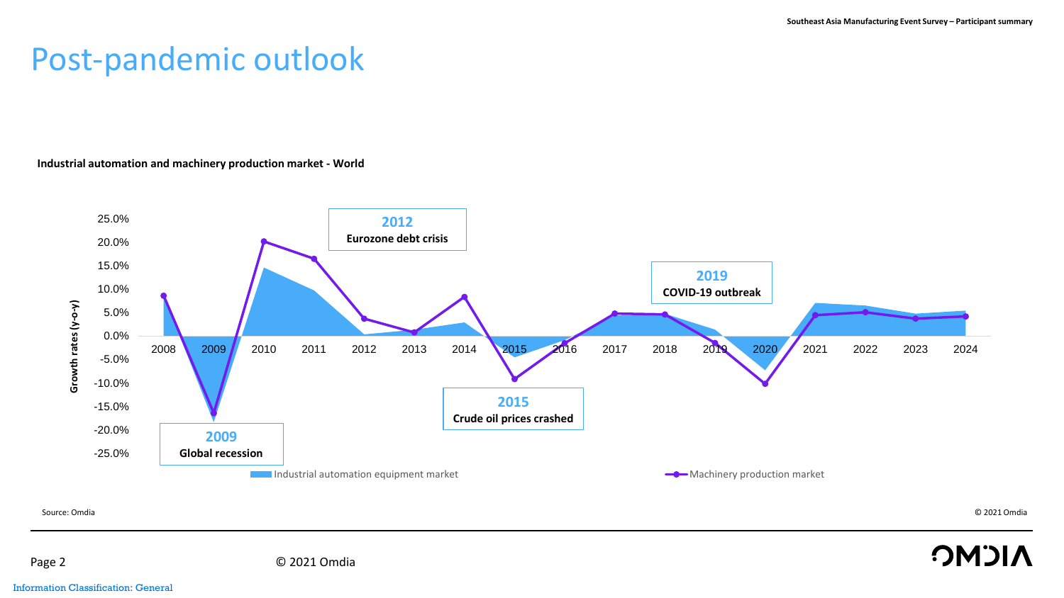# Post-pandemic outlook

**Industrial automation and machinery production market - World**

Growth rates (y-o-y)

25.0%
20.0%
15.0%
10.0%
5.0%
0.0%
-5.0%
-10.0%
-15.0%
-20.0%
-25.0%

2008 2009 2010 2011 2012 2013 2014 2015 2016 2017 2018 2019 2020 2021 2022 2023 2024

**2009**
**Global recession**

**2012**
**Eurozone debt crisis**

**2015**
**Crude oil prices crashed**

**2019**
**COVID-19 outbreak**

Industrial automation equipment market — Machinery production market

Source: Omdia

© 2021 Omdia

Information Classification: General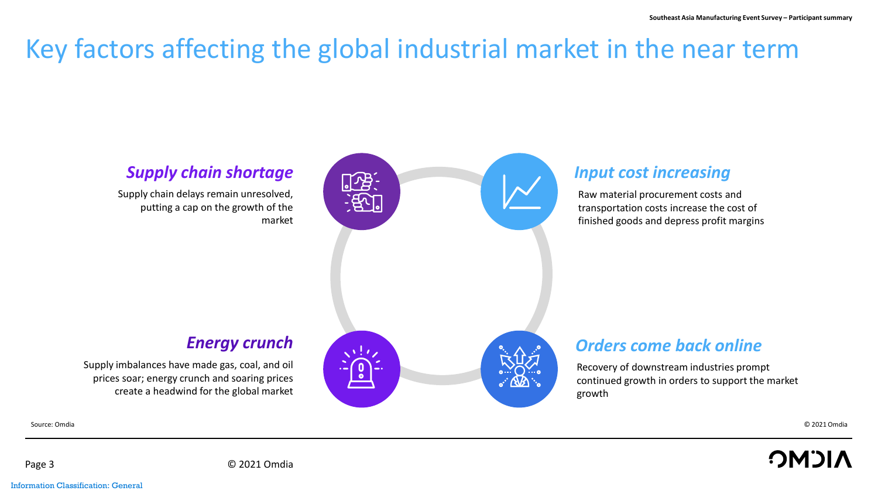# Key factors affecting the global industrial market in the near term

### *Supply chain shortage*

Supply chain delays remain unresolved, putting a cap on the growth of the market

### *Input cost increasing*

Raw material procurement costs and transportation costs increase the cost of finished goods and depress profit margins

### *Energy crunch*

Supply imbalances have made gas, coal, and oil prices soar; energy crunch and soaring prices create a headwind for the global market

### *Orders come back online*

Recovery of downstream industries prompt continued growth in orders to support the market growth

Source: Omdia

© 2021 Omdia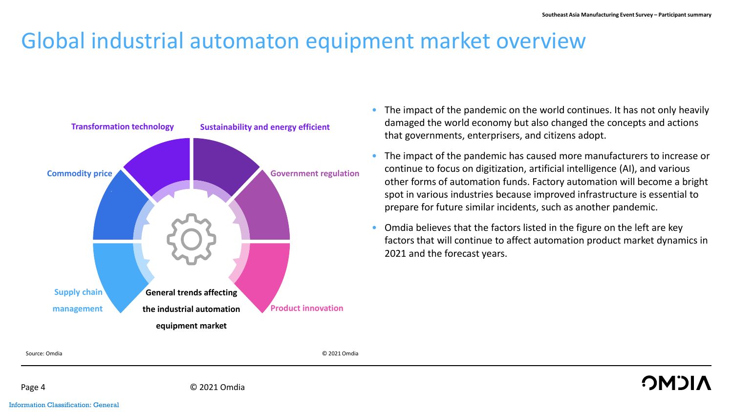# Global industrial automaton equipment market overview

Transformation technology

Sustainability and energy efficient

Commodity price

Government regulation

Supply chain management

Product innovation

General trends affecting the industrial automation equipment market

Source: Omdia

© 2021 Omdia

- The impact of the pandemic on the world continues. It has not only heavily damaged the world economy but also changed the concepts and actions that governments, enterprisers, and citizens adopt.
- The impact of the pandemic has caused more manufacturers to increase or continue to focus on digitization, artificial intelligence (AI), and various other forms of automation funds. Factory automation will become a bright spot in various industries because improved infrastructure is essential to prepare for future similar incidents, such as another pandemic.
- Omdia believes that the factors listed in the figure on the left are key factors that will continue to affect automation product market dynamics in 2021 and the forecast years.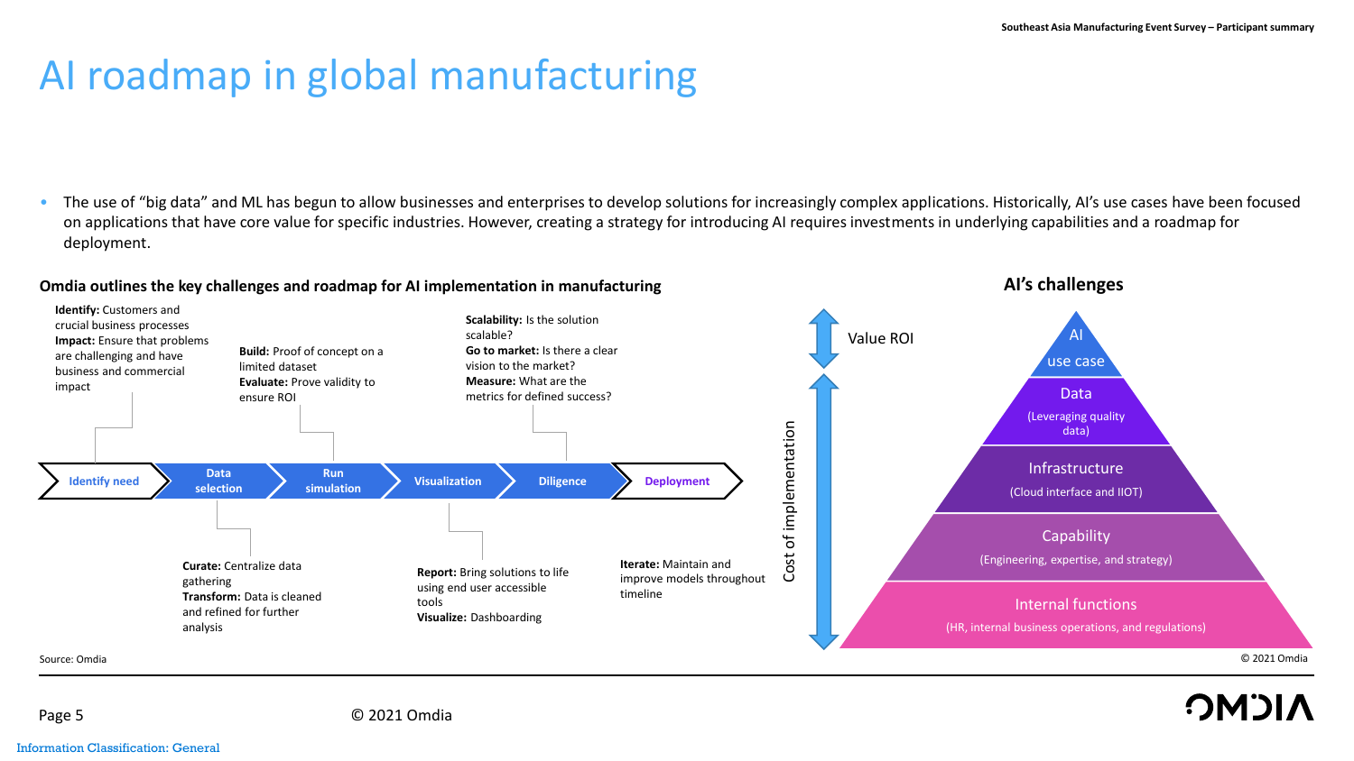# AI roadmap in global manufacturing

- The use of "big data" and ML has begun to allow businesses and enterprises to develop solutions for increasingly complex applications. Historically, AI's use cases have been focused on applications that have core value for specific industries. However, creating a strategy for introducing AI requires investments in underlying capabilities and a roadmap for deployment.

**Omdia outlines the key challenges and roadmap for AI implementation in manufacturing**

Identify need → Data selection → Run simulation → Visualization → Diligence → Deployment

- **Identify need** — **Identify:** Customers and crucial business processes. **Impact:** Ensure that problems are challenging and have business and commercial impact
- **Data selection** — **Curate:** Centralize data gathering. **Transform:** Data is cleaned and refined for further analysis
- **Run simulation** — **Build:** Proof of concept on a limited dataset. **Evaluate:** Prove validity to ensure ROI
- **Visualization** — **Report:** Bring solutions to life using end user accessible tools. **Visualize:** Dashboarding
- **Diligence** — **Scalability:** Is the solution scalable? **Go to market:** Is there a clear vision to the market? **Measure:** What are the metrics for defined success?
- **Deployment** — **Iterate:** Maintain and improve models throughout timeline

Source: Omdia

**AI's challenges**

(Value ROI at top; Cost of implementation toward base)

- AI use case
- Data (Leveraging quality data)
- Infrastructure (Cloud interface and IIOT)
- Capability (Engineering, expertise, and strategy)
- Internal functions (HR, internal business operations, and regulations)

© 2021 Omdia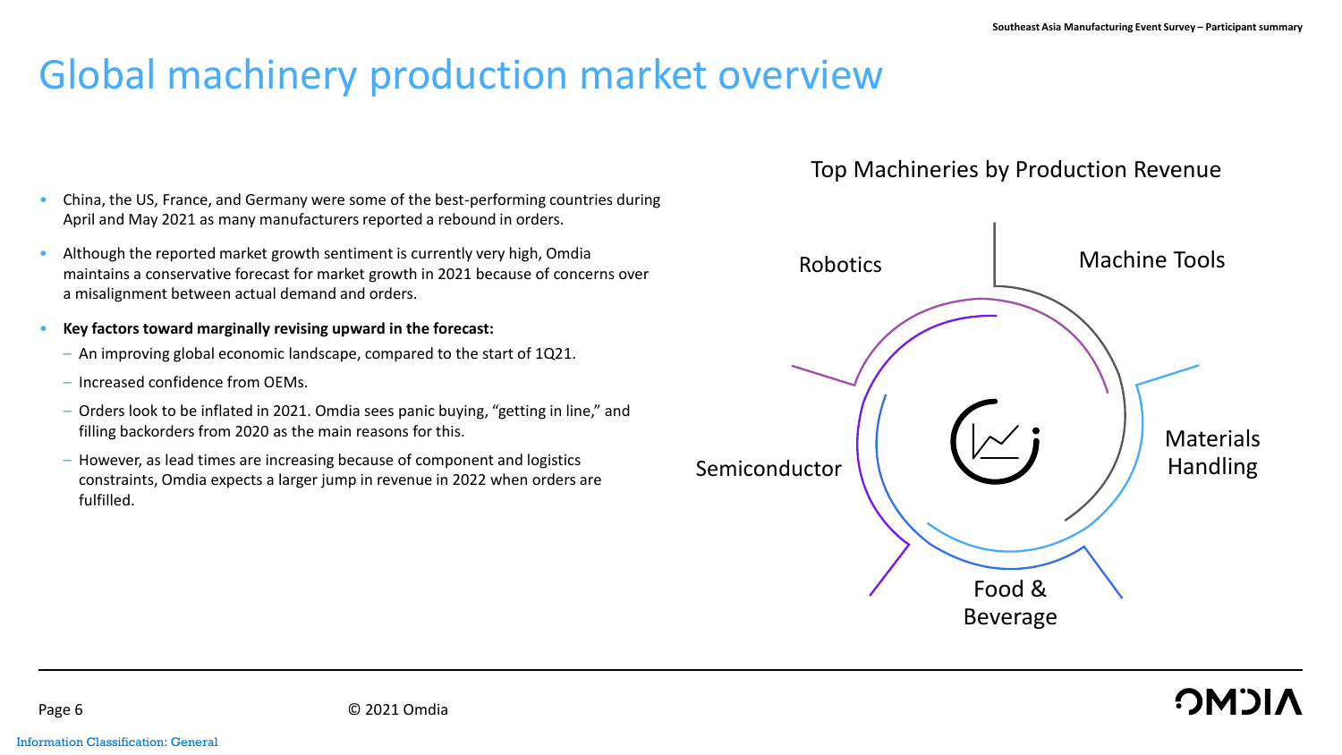# Global machinery production market overview

- China, the US, France, and Germany were some of the best-performing countries during April and May 2021 as many manufacturers reported a rebound in orders.
- Although the reported market growth sentiment is currently very high, Omdia maintains a conservative forecast for market growth in 2021 because of concerns over a misalignment between actual demand and orders.
- **Key factors toward marginally revising upward in the forecast:**
  - An improving global economic landscape, compared to the start of 1Q21.
  - Increased confidence from OEMs.
  - Orders look to be inflated in 2021. Omdia sees panic buying, "getting in line," and filling backorders from 2020 as the main reasons for this.
  - However, as lead times are increasing because of component and logistics constraints, Omdia expects a larger jump in revenue in 2022 when orders are fulfilled.

## Top Machineries by Production Revenue

- Machine Tools
- Materials Handling
- Food & Beverage
- Semiconductor
- Robotics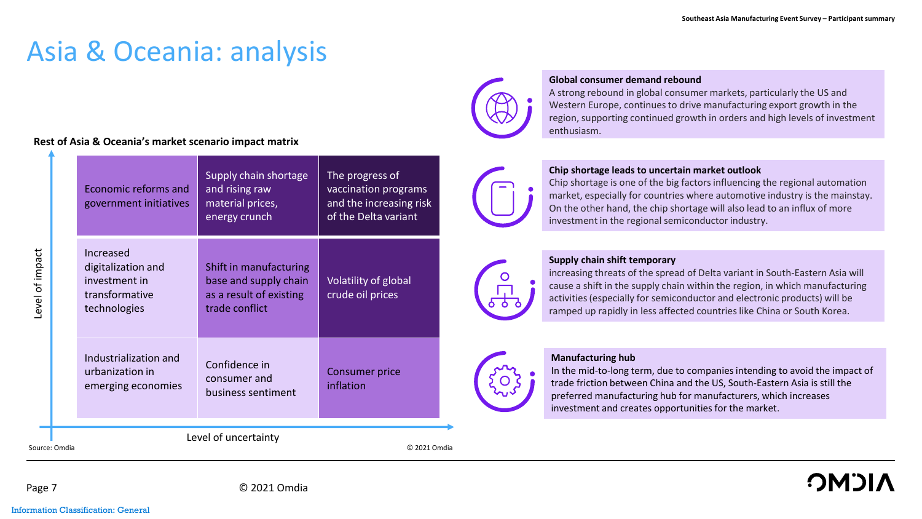# Asia & Oceania: analysis

**Rest of Asia & Oceania's market scenario impact matrix**

| Level of impact ↑ / Level of uncertainty → | | |
|---|---|---|
| Economic reforms and government initiatives | Supply chain shortage and rising raw material prices, energy crunch | The progress of vaccination programs and the increasing risk of the Delta variant |
| Increased digitalization and investment in transformative technologies | Shift in manufacturing base and supply chain as a result of existing trade conflict | Volatility of global crude oil prices |
| Industrialization and urbanization in emerging economies | Confidence in consumer and business sentiment | Consumer price inflation |

Source: Omdia

© 2021 Omdia

**Global consumer demand rebound**
A strong rebound in global consumer markets, particularly the US and Western Europe, continues to drive manufacturing export growth in the region, supporting continued growth in orders and high levels of investment enthusiasm.

**Chip shortage leads to uncertain market outlook**
Chip shortage is one of the big factors influencing the regional automation market, especially for countries where automotive industry is the mainstay. On the other hand, the chip shortage will also lead to an influx of more investment in the regional semiconductor industry.

**Supply chain shift temporary**
increasing threats of the spread of Delta variant in South-Eastern Asia will cause a shift in the supply chain within the region, in which manufacturing activities (especially for semiconductor and electronic products) will be ramped up rapidly in less affected countries like China or South Korea.

**Manufacturing hub**
In the mid-to-long term, due to companies intending to avoid the impact of trade friction between China and the US, South-Eastern Asia is still the preferred manufacturing hub for manufacturers, which increases investment and creates opportunities for the market.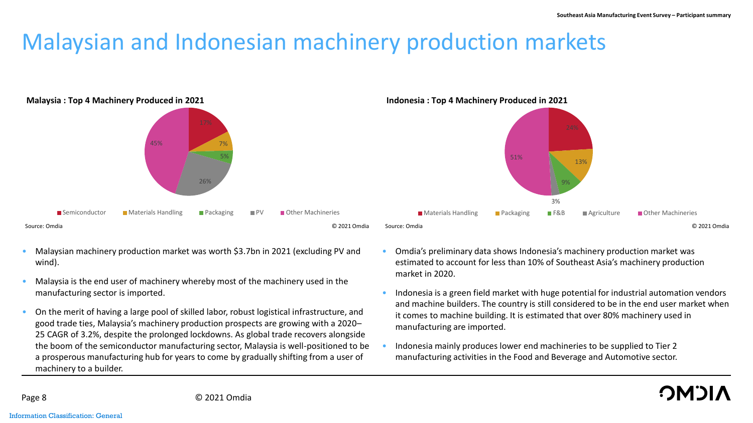# Malaysian and Indonesian machinery production markets

**Malaysia : Top 4 Machinery Produced in 2021**

| Category | Share |
|---|---|
| Semiconductor | 17% |
| Materials Handling | 7% |
| Packaging | 5% |
| PV | 26% |
| Other Machineries | 45% |

Source: Omdia

© 2021 Omdia

**Indonesia : Top 4 Machinery Produced in 2021**

| Category | Share |
|---|---|
| Materials Handling | 24% |
| Packaging | 13% |
| F&B | 9% |
| Agriculture | 3% |
| Other Machineries | 51% |

Source: Omdia

© 2021 Omdia

- Malaysian machinery production market was worth $3.7bn in 2021 (excluding PV and wind).
- Malaysia is the end user of machinery whereby most of the machinery used in the manufacturing sector is imported.
- On the merit of having a large pool of skilled labor, robust logistical infrastructure, and good trade ties, Malaysia's machinery production prospects are growing with a 2020–25 CAGR of 3.2%, despite the prolonged lockdowns. As global trade recovers alongside the boom of the semiconductor manufacturing sector, Malaysia is well-positioned to be a prosperous manufacturing hub for years to come by gradually shifting from a user of machinery to a builder.

- Omdia's preliminary data shows Indonesia's machinery production market was estimated to account for less than 10% of Southeast Asia's machinery production market in 2020.
- Indonesia is a green field market with huge potential for industrial automation vendors and machine builders. The country is still considered to be in the end user market when it comes to machine building. It is estimated that over 80% machinery used in manufacturing are imported.
- Indonesia mainly produces lower end machineries to be supplied to Tier 2 manufacturing activities in the Food and Beverage and Automotive sector.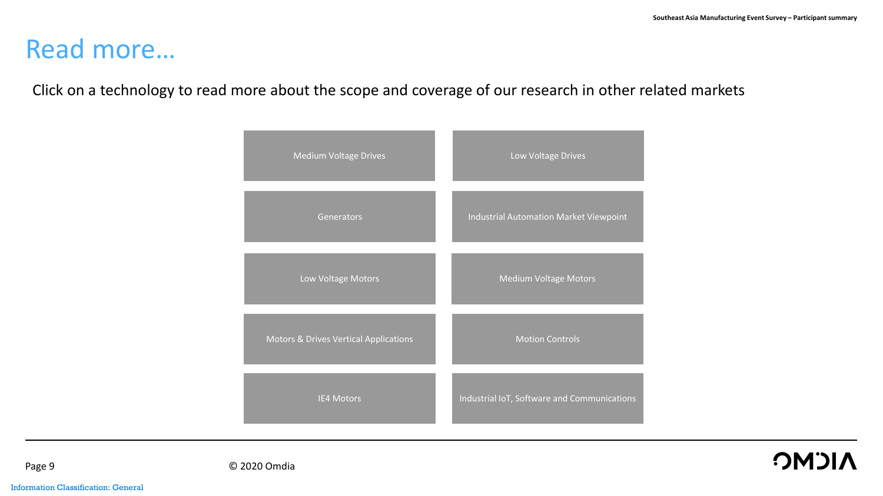# Read more…

Click on a technology to read more about the scope and coverage of our research in other related markets

| | |
|---|---|
| Medium Voltage Drives | Low Voltage Drives |
| Generators | Industrial Automation Market Viewpoint |
| Low Voltage Motors | Medium Voltage Motors |
| Motors & Drives Vertical Applications | Motion Controls |
| IE4 Motors | Industrial IoT, Software and Communications |

© 2020 Omdia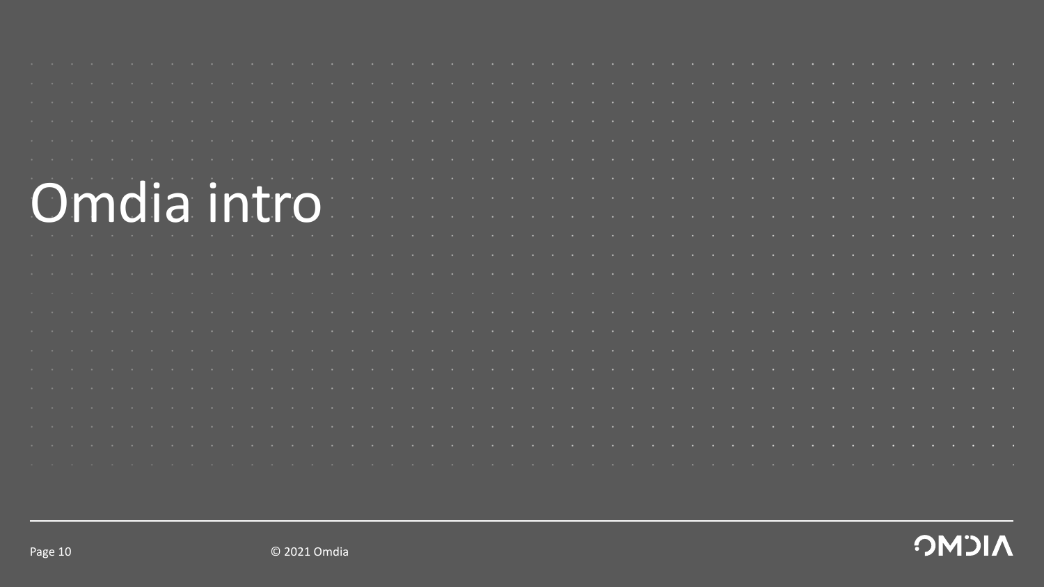# Omdia intro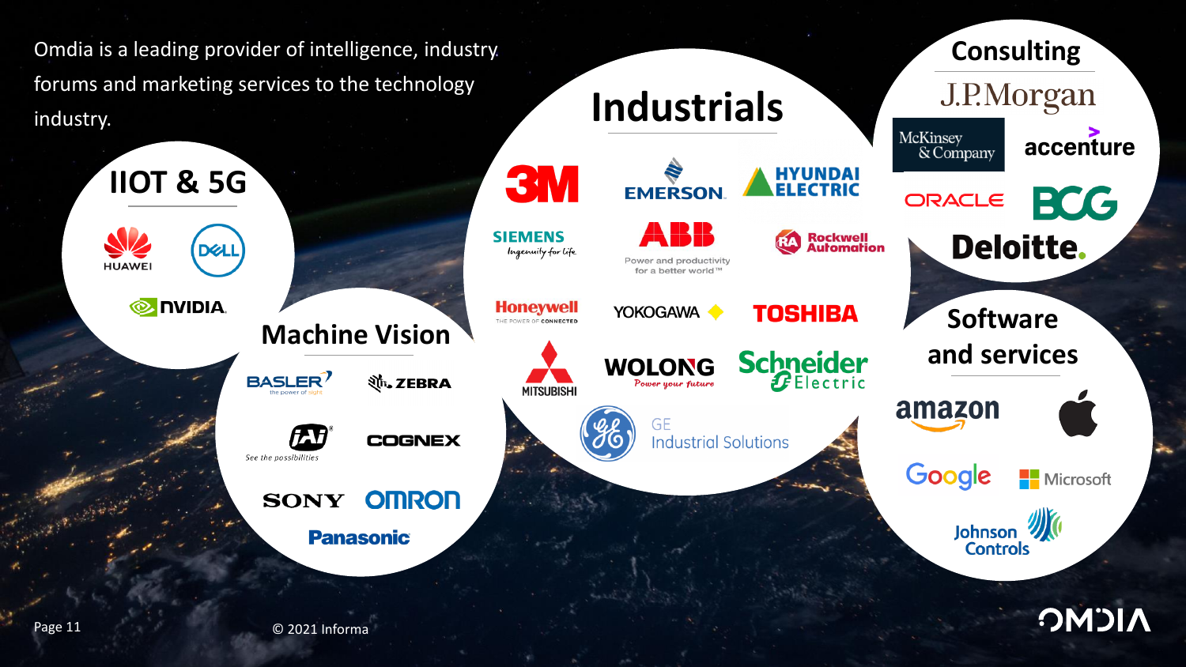Omdia is a leading provider of intelligence, industry forums and marketing services to the technology industry.

## IIOT & 5G

- HUAWEI
- DELL
- NVIDIA

## Machine Vision

- BASLER (the power of sight)
- ZEBRA
- iAi (See the possibilities)
- COGNEX
- SONY
- OMRON
- Panasonic

## Industrials

- 3M
- EMERSON
- HYUNDAI ELECTRIC
- SIEMENS (Ingenuity for life)
- ABB (Power and productivity for a better world™)
- Rockwell Automation
- Honeywell (THE POWER OF CONNECTED)
- YOKOGAWA
- TOSHIBA
- MITSUBISHI
- WOLONG (Power your future)
- Schneider Electric
- GE Industrial Solutions

## Consulting

- J.P.Morgan
- McKinsey & Company
- accenture
- ORACLE
- BCG
- Deloitte.

## Software and services

- amazon
- Apple
- Google
- Microsoft
- Johnson Controls

© 2021 Informa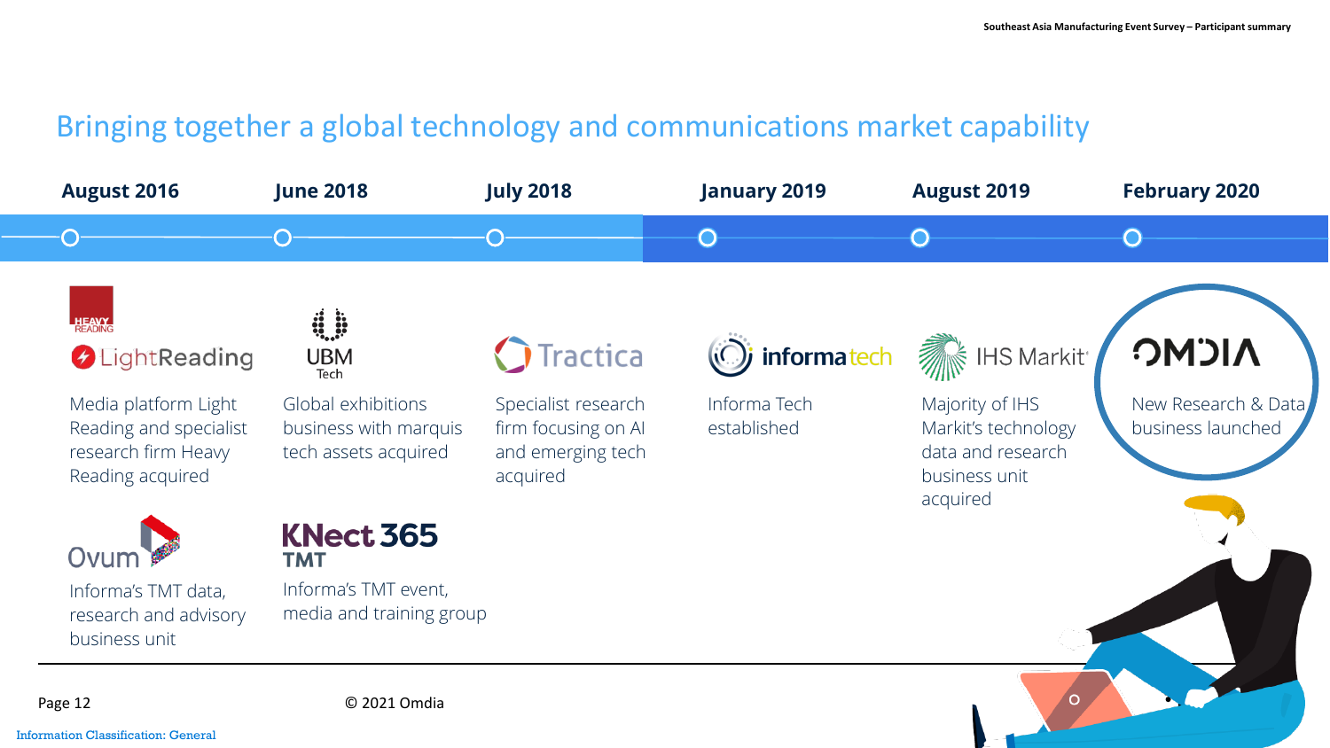## Bringing together a global technology and communications market capability

**August 2016**

Heavy Reading / LightReading

Media platform Light Reading and specialist research firm Heavy Reading acquired

Ovum

Informa's TMT data, research and advisory business unit

**June 2018**

UBM Tech

Global exhibitions business with marquis tech assets acquired

KNect365 TMT

Informa's TMT event, media and training group

**July 2018**

Tractica

Specialist research firm focusing on AI and emerging tech acquired

**January 2019**

informatech

Informa Tech established

**August 2019**

IHS Markit

Majority of IHS Markit's technology data and research business unit acquired

**February 2020**

OMDIA

New Research & Data business launched

© 2021 Omdia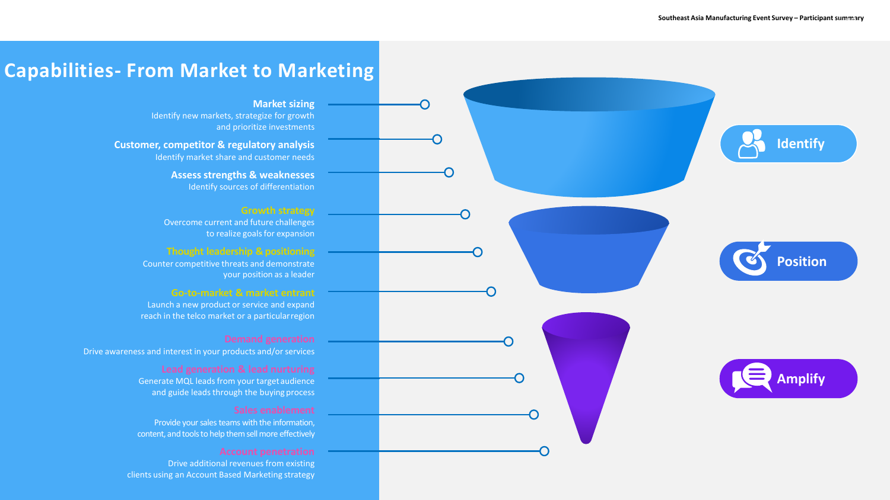# Capabilities- From Market to Marketing

**Market sizing**
Identify new markets, strategize for growth and prioritize investments

**Customer, competitor & regulatory analysis**
Identify market share and customer needs

**Assess strengths & weaknesses**
Identify sources of differentiation

**Growth strategy**
Overcome current and future challenges to realize goals for expansion

**Thought leadership & positioning**
Counter competitive threats and demonstrate your position as a leader

**Go-to-market & market entrant**
Launch a new product or service and expand reach in the telco market or a particular region

**Demand generation**
Drive awareness and interest in your products and/or services

**Lead generation & lead nurturing**
Generate MQL leads from your target audience and guide leads through the buying process

**Sales enablement**
Provide your sales teams with the information, content, and tools to help them sell more effectively

**Account penetration**
Drive additional revenues from existing clients using an Account Based Marketing strategy

Identify

Position

Amplify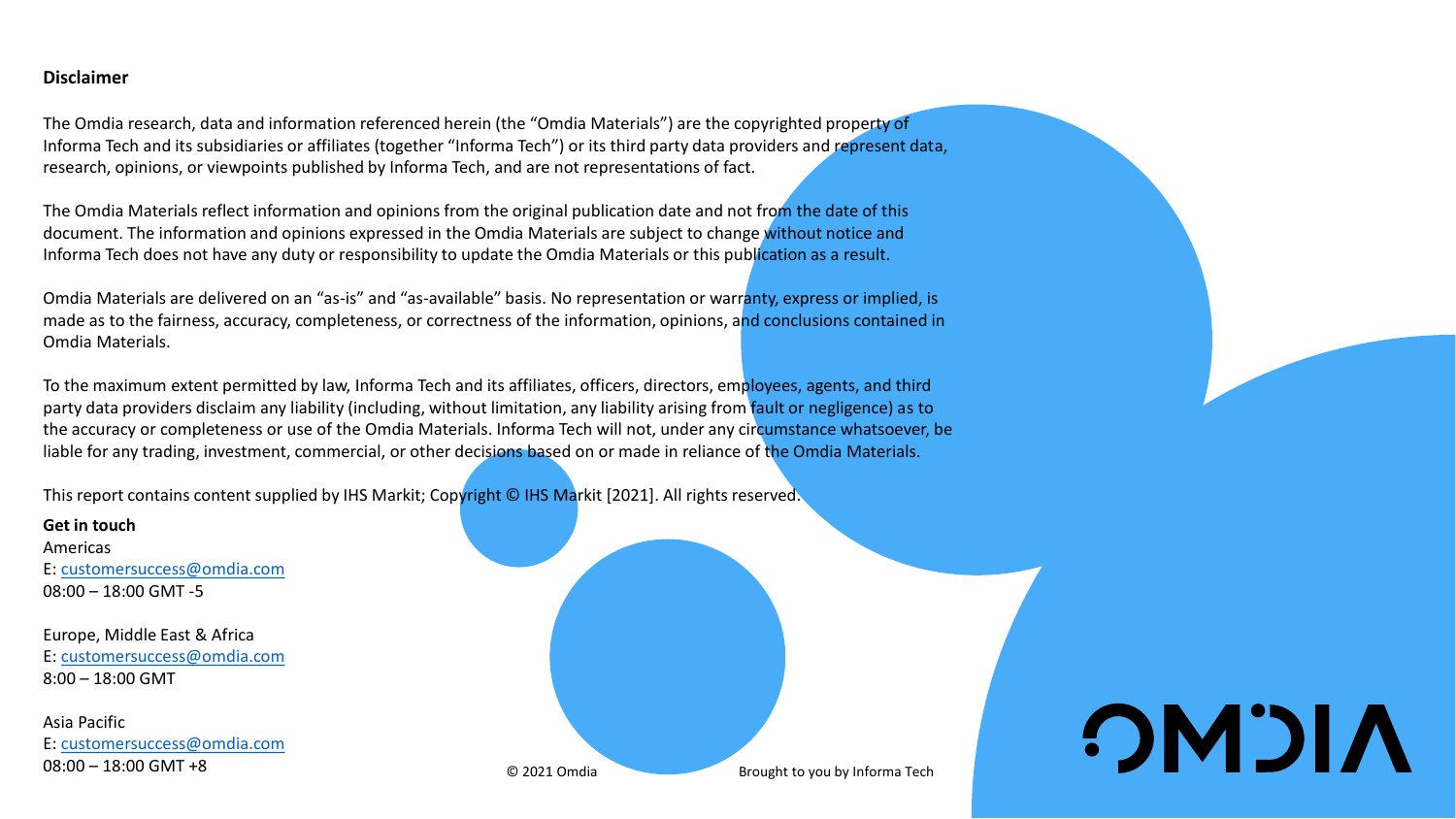**Disclaimer**

The Omdia research, data and information referenced herein (the "Omdia Materials") are the copyrighted property of Informa Tech and its subsidiaries or affiliates (together "Informa Tech") or its third party data providers and represent data, research, opinions, or viewpoints published by Informa Tech, and are not representations of fact.

The Omdia Materials reflect information and opinions from the original publication date and not from the date of this document. The information and opinions expressed in the Omdia Materials are subject to change without notice and Informa Tech does not have any duty or responsibility to update the Omdia Materials or this publication as a result.

Omdia Materials are delivered on an "as-is" and "as-available" basis. No representation or warranty, express or implied, is made as to the fairness, accuracy, completeness, or correctness of the information, opinions, and conclusions contained in Omdia Materials.

To the maximum extent permitted by law, Informa Tech and its affiliates, officers, directors, employees, agents, and third party data providers disclaim any liability (including, without limitation, any liability arising from fault or negligence) as to the accuracy or completeness or use of the Omdia Materials. Informa Tech will not, under any circumstance whatsoever, be liable for any trading, investment, commercial, or other decisions based on or made in reliance of the Omdia Materials.

This report contains content supplied by IHS Markit; Copyright © IHS Markit [2021]. All rights reserved.

**Get in touch**

Americas
E: customersuccess@omdia.com
08:00 – 18:00 GMT -5

Europe, Middle East & Africa
E: customersuccess@omdia.com
8:00 – 18:00 GMT

Asia Pacific
E: customersuccess@omdia.com
08:00 – 18:00 GMT +8

© 2021 Omdia

Brought to you by Informa Tech

OMDIA